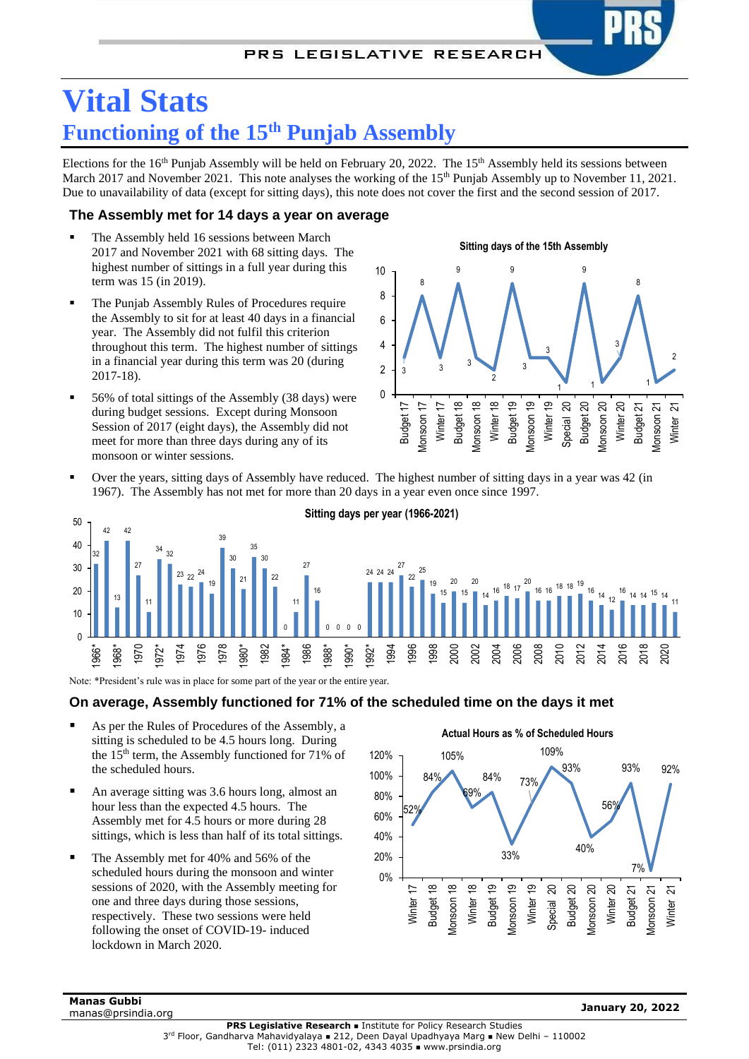# Vital Stats

## Functioning of the 15th Punjab Assembly

Elections for the 16th Punjab Assembly will be held on February 20, 2022. The 15th Assembly held its sessions between March 2017 and November 2021. This note analyses the working of the 15th Punjab Assembly up to November 11, 2021. Due to unavailability of data (except for sitting days), this note does not cover the first and the second session of 2017.

### The Assembly met for 14 days a year on average

- The Assembly held 16 sessions between March 2017 and November 2021 with 68 sitting days. The highest number of sittings in a full year during this term was 15 (in 2019).
- The Punjab Assembly Rules of Procedures require the Assembly to sit for at least 40 days in a financial year. The Assembly did not fulfil this criterion throughout this term. The highest number of sittings in a financial year during this term was 20 (during 2017-18).
- 56% of total sittings of the Assembly (38 days) were during budget sessions. Except during Monsoon Session of 2017 (eight days), the Assembly did not meet for more than three days during any of its monsoon or winter sessions.

**Sitting days of the 15th Assembly**

| Session | Sitting days |
|---|---|
| Budget 17 | 3 |
| Monsoon 17 | 8 |
| Winter 17 | 3 |
| Budget 18 | 9 |
| Monsoon 18 | 3 |
| Winter 18 | 2 |
| Budget 19 | 9 |
| Monsoon 19 | 3 |
| Winter 19 | 3 |
| Special 20 | 1 |
| Budget 20 | 9 |
| Monsoon 20 | 1 |
| Winter 20 | 3 |
| Budget 21 | 8 |
| Monsoon 21 | 1 |
| Winter 21 | 2 |

- Over the years, sitting days of Assembly have reduced. The highest number of sitting days in a year was 42 (in 1967). The Assembly has not met for more than 20 days in a year even once since 1997.

**Sitting days per year (1966-2021)**

| Year | Days | Year | Days | Year | Days | Year | Days |
|---|---|---|---|---|---|---|---|
| 1966* | 32 | 1980* | 21 | 1994 | 24 | 2008 | 16 |
| 1967 | 42 | 1981 | 30 | 1995 | 27 | 2009 | 16 |
| 1968* | 13 | 1982 | 22 | 1996 | 22 | 2010 | 18 |
| 1969 | 42 | 1983 | 0 | 1997 | 25 | 2011 | 18 |
| 1970 | 27 | 1984* | 11 | 1998 | 19 | 2012 | 19 |
| 1971 | 11 | 1985 | 27 | 1999 | 15 | 2013 | 16 |
| 1972* | 34 | 1986 | 16 | 2000 | 20 | 2014 | 14 |
| 1973 | 32 | 1987 | 0 | 2001 | 15 | 2015 | 12 |
| 1974 | 23 | 1988* | 0 | 2002 | 20 | 2016 | 16 |
| 1975 | 22 | 1989 | 0 | 2003 | 14 | 2017 | 14 |
| 1976 | 24 | 1990* | 0 | 2004 | 16 | 2018 | 14 |
| 1977 | 19 | 1991 | 24 | 2005 | 18 | 2019 | 15 |
| 1978 | 39 | 1992* | 24 | 2006 | 17 | 2020 | 14 |
| 1979 | 30 | 1993 | 24 | 2007 | 20 | 2021 | 11 |

Note: *President's rule was in place for some part of the year or the entire year.

### On average, Assembly functioned for 71% of the scheduled time on the days it met

- As per the Rules of Procedures of the Assembly, a sitting is scheduled to be 4.5 hours long. During the 15th term, the Assembly functioned for 71% of the scheduled hours.
- An average sitting was 3.6 hours long, almost an hour less than the expected 4.5 hours. The Assembly met for 4.5 hours or more during 28 sittings, which is less than half of its total sittings.
- The Assembly met for 40% and 56% of the scheduled hours during the monsoon and winter sessions of 2020, with the Assembly meeting for one and three days during those sessions, respectively. These two sessions were held following the onset of COVID-19- induced lockdown in March 2020.

**Actual Hours as % of Scheduled Hours**

| Session | % |
|---|---|
| Winter 17 | 52% |
| Budget 18 | 84% |
| Monsoon 18 | 105% |
| Winter 18 | 69% |
| Budget 19 | 84% |
| Monsoon 19 | 33% |
| Winter 19 | 73% |
| Special 20 | 109% |
| Budget 20 | 93% |
| Monsoon 20 | 40% |
| Winter 20 | 56% |
| Budget 21 | 93% |
| Monsoon 21 | 7% |
| Winter 21 | 92% |

**Manas Gubbi**
manas@prsindia.org

**January 20, 2022**

**PRS Legislative Research** ▪ Institute for Policy Research Studies
3rd Floor, Gandharva Mahavidyalaya ▪ 212, Deen Dayal Upadhyaya Marg ▪ New Delhi – 110002
Tel: (011) 2323 4801-02, 4343 4035 ▪ www.prsindia.org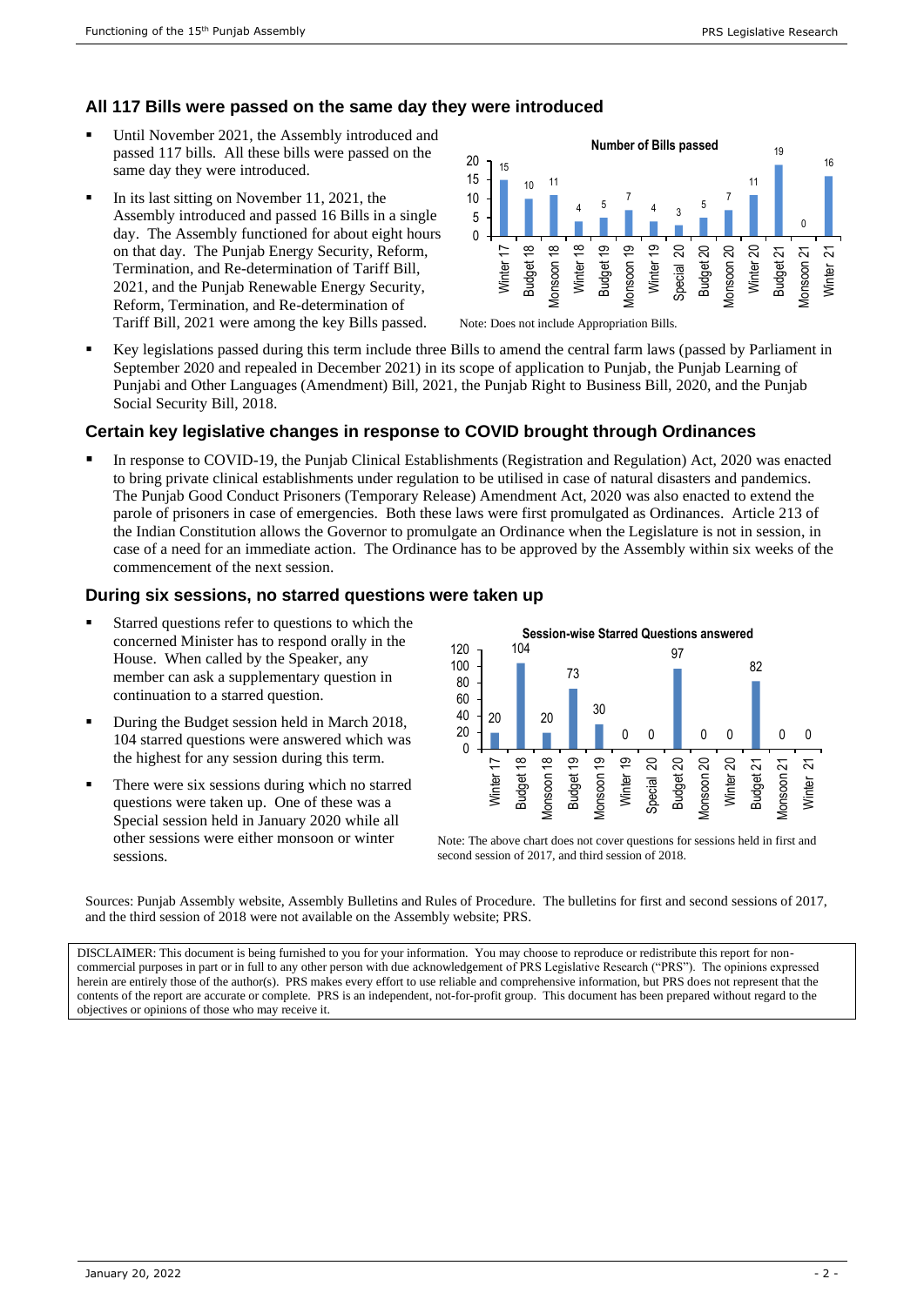## All 117 Bills were passed on the same day they were introduced

- Until November 2021, the Assembly introduced and passed 117 bills. All these bills were passed on the same day they were introduced.
- In its last sitting on November 11, 2021, the Assembly introduced and passed 16 Bills in a single day. The Assembly functioned for about eight hours on that day. The Punjab Energy Security, Reform, Termination, and Re-determination of Tariff Bill, 2021, and the Punjab Renewable Energy Security, Reform, Termination, and Re-determination of Tariff Bill, 2021 were among the key Bills passed.

Number of Bills passed

20
15
10
5
0

Winter 17: 15
Budget 18: 10
Monsoon 18: 11
Winter 18: 4
Budget 19: 5
Monsoon 19: 7
Winter 19: 4
Special 20: 3
Budget 20: 5
Monsoon 20: 7
Winter 20: 11
Budget 21: 19
Monsoon 21: 0
Winter 21: 16

Note: Does not include Appropriation Bills.

- Key legislations passed during this term include three Bills to amend the central farm laws (passed by Parliament in September 2020 and repealed in December 2021) in its scope of application to Punjab, the Punjab Learning of Punjabi and Other Languages (Amendment) Bill, 2021, the Punjab Right to Business Bill, 2020, and the Punjab Social Security Bill, 2018.

## Certain key legislative changes in response to COVID brought through Ordinances

- In response to COVID-19, the Punjab Clinical Establishments (Registration and Regulation) Act, 2020 was enacted to bring private clinical establishments under regulation to be utilised in case of natural disasters and pandemics. The Punjab Good Conduct Prisoners (Temporary Release) Amendment Act, 2020 was also enacted to extend the parole of prisoners in case of emergencies. Both these laws were first promulgated as Ordinances. Article 213 of the Indian Constitution allows the Governor to promulgate an Ordinance when the Legislature is not in session, in case of a need for an immediate action. The Ordinance has to be approved by the Assembly within six weeks of the commencement of the next session.

## During six sessions, no starred questions were taken up

- Starred questions refer to questions to which the concerned Minister has to respond orally in the House. When called by the Speaker, any member can ask a supplementary question in continuation to a starred question.
- During the Budget session held in March 2018, 104 starred questions were answered which was the highest for any session during this term.
- There were six sessions during which no starred questions were taken up. One of these was a Special session held in January 2020 while all other sessions were either monsoon or winter sessions.

Session-wise Starred Questions answered

120
100
80
60
40
20
0

Winter 17: 20
Budget 18: 104
Monsoon 18: 20
Budget 19: 73
Monsoon 19: 30
Winter 19: 0
Special 20: 0
Budget 20: 97
Monsoon 20: 0
Winter 20: 0
Budget 21: 82
Monsoon 21: 0
Winter 21: 0

Note: The above chart does not cover questions for sessions held in first and second session of 2017, and third session of 2018.

Sources: Punjab Assembly website, Assembly Bulletins and Rules of Procedure. The bulletins for first and second sessions of 2017, and the third session of 2018 were not available on the Assembly website; PRS.

DISCLAIMER: This document is being furnished to you for your information. You may choose to reproduce or redistribute this report for non-commercial purposes in part or in full to any other person with due acknowledgement of PRS Legislative Research ("PRS"). The opinions expressed herein are entirely those of the author(s). PRS makes every effort to use reliable and comprehensive information, but PRS does not represent that the contents of the report are accurate or complete. PRS is an independent, not-for-profit group. This document has been prepared without regard to the objectives or opinions of those who may receive it.